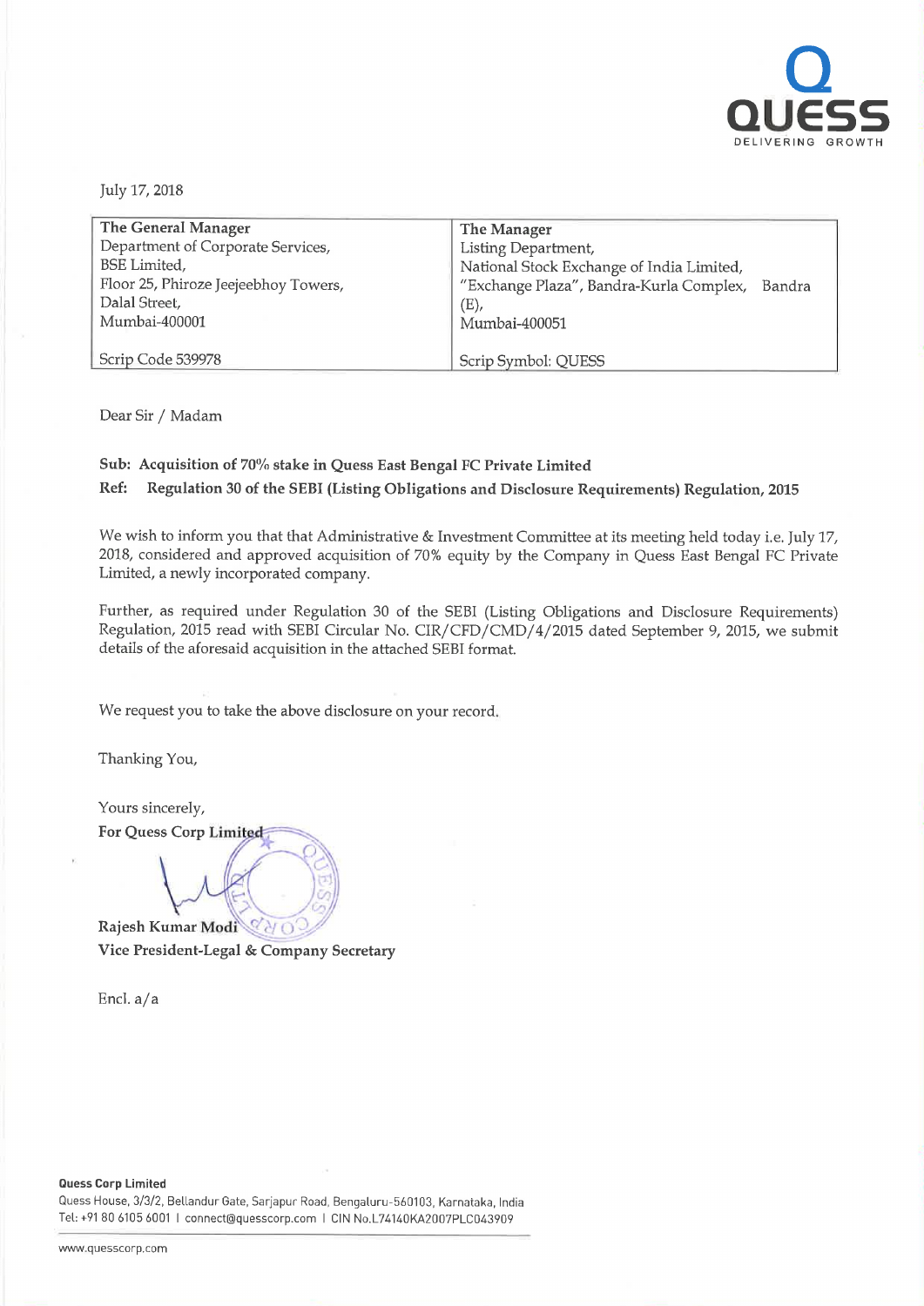July 17, 2018

| The General Manager<br>Department of Corporate Services,<br>BSE Limited,<br>Floor 25, Phiroze Jeejeebhoy Towers,<br>Dalal Street,<br>Mumbai-400001<br><br>Scrip Code 539978 | The Manager<br>Listing Department,<br>National Stock Exchange of India Limited,<br>"Exchange Plaza", Bandra-Kurla Complex, Bandra (E),<br>Mumbai-400051<br><br>Scrip Symbol: QUESS |
|---|---|

Dear Sir / Madam

**Sub: Acquisition of 70% stake in Quess East Bengal FC Private Limited**

**Ref: Regulation 30 of the SEBI (Listing Obligations and Disclosure Requirements) Regulation, 2015**

We wish to inform you that that Administrative & Investment Committee at its meeting held today i.e. July 17, 2018, considered and approved acquisition of 70% equity by the Company in Quess East Bengal FC Private Limited, a newly incorporated company.

Further, as required under Regulation 30 of the SEBI (Listing Obligations and Disclosure Requirements) Regulation, 2015 read with SEBI Circular No. CIR/CFD/CMD/4/2015 dated September 9, 2015, we submit details of the aforesaid acquisition in the attached SEBI format.

We request you to take the above disclosure on your record.

Thanking You,

Yours sincerely,

**For Quess Corp Limited**

**Rajesh Kumar Modi**

**Vice President-Legal & Company Secretary**

Encl. a/a

**Quess Corp Limited**

Quess House, 3/3/2, Bellandur Gate, Sarjapur Road, Bengaluru-560103, Karnataka, India

Tel: +91 80 6105 6001 | connect@quesscorp.com | CIN No.L74140KA2007PLC043909

www.quesscorp.com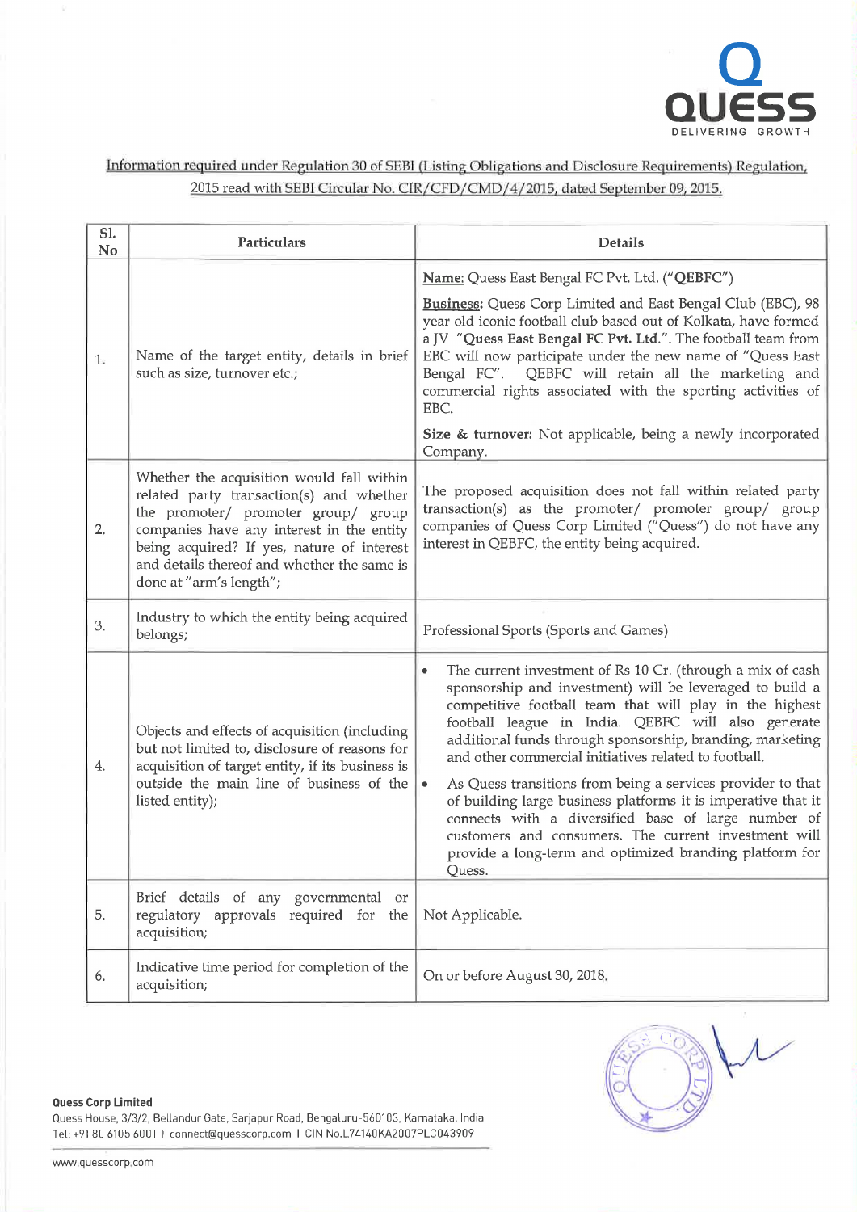Information required under Regulation 30 of SEBI (Listing Obligations and Disclosure Requirements) Regulation, 2015 read with SEBI Circular No. CIR/CFD/CMD/4/2015, dated September 09, 2015.

| Sl. No | Particulars | Details |
|---|---|---|
| 1. | Name of the target entity, details in brief such as size, turnover etc.; | **Name:** Quess East Bengal FC Pvt. Ltd. ("**QEBFC**")<br><br>**Business:** Quess Corp Limited and East Bengal Club (EBC), 98 year old iconic football club based out of Kolkata, have formed a JV "**Quess East Bengal FC Pvt. Ltd.**". The football team from EBC will now participate under the new name of "Quess East Bengal FC". QEBFC will retain all the marketing and commercial rights associated with the sporting activities of EBC.<br><br>**Size & turnover:** Not applicable, being a newly incorporated Company. |
| 2. | Whether the acquisition would fall within related party transaction(s) and whether the promoter/ promoter group/ group companies have any interest in the entity being acquired? If yes, nature of interest and details thereof and whether the same is done at "arm's length"; | The proposed acquisition does not fall within related party transaction(s) as the promoter/ promoter group/ group companies of Quess Corp Limited ("Quess") do not have any interest in QEBFC, the entity being acquired. |
| 3. | Industry to which the entity being acquired belongs; | Professional Sports (Sports and Games) |
| 4. | Objects and effects of acquisition (including but not limited to, disclosure of reasons for acquisition of target entity, if its business is outside the main line of business of the listed entity); | • The current investment of Rs 10 Cr. (through a mix of cash sponsorship and investment) will be leveraged to build a competitive football team that will play in the highest football league in India. QEBFC will also generate additional funds through sponsorship, branding, marketing and other commercial initiatives related to football.<br>• As Quess transitions from being a services provider to that of building large business platforms it is imperative that it connects with a diversified base of large number of customers and consumers. The current investment will provide a long-term and optimized branding platform for Quess. |
| 5. | Brief details of any governmental or regulatory approvals required for the acquisition; | Not Applicable. |
| 6. | Indicative time period for completion of the acquisition; | On or before August 30, 2018. |

**Quess Corp Limited**
Quess House, 3/3/2, Bellandur Gate, Sarjapur Road, Bengaluru-560103, Karnataka, India
Tel: +91 80 6105 6001 | connect@quesscorp.com | CIN No.L74140KA2007PLC043909

www.quesscorp.com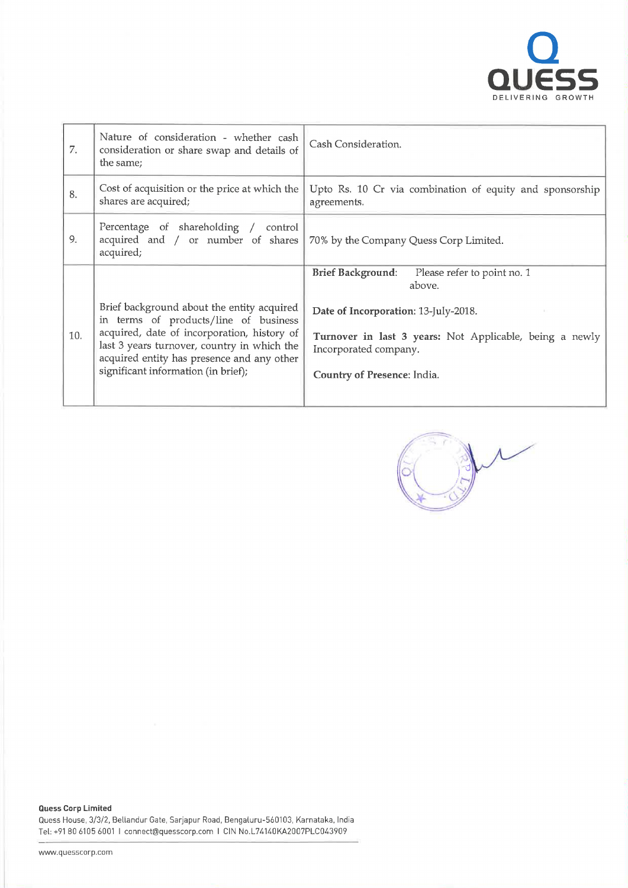| | | |
|---|---|---|
| 7. | Nature of consideration - whether cash consideration or share swap and details of the same; | Cash Consideration. |
| 8. | Cost of acquisition or the price at which the shares are acquired; | Upto Rs. 10 Cr via combination of equity and sponsorship agreements. |
| 9. | Percentage of shareholding / control acquired and / or number of shares acquired; | 70% by the Company Quess Corp Limited. |
| 10. | Brief background about the entity acquired in terms of products/line of business acquired, date of incorporation, history of last 3 years turnover, country in which the acquired entity has presence and any other significant information (in brief); | **Brief Background**: Please refer to point no. 1 above.<br><br>**Date of Incorporation**: 13-July-2018.<br><br>**Turnover in last 3 years:** Not Applicable, being a newly Incorporated company.<br><br>**Country of Presence**: India. |